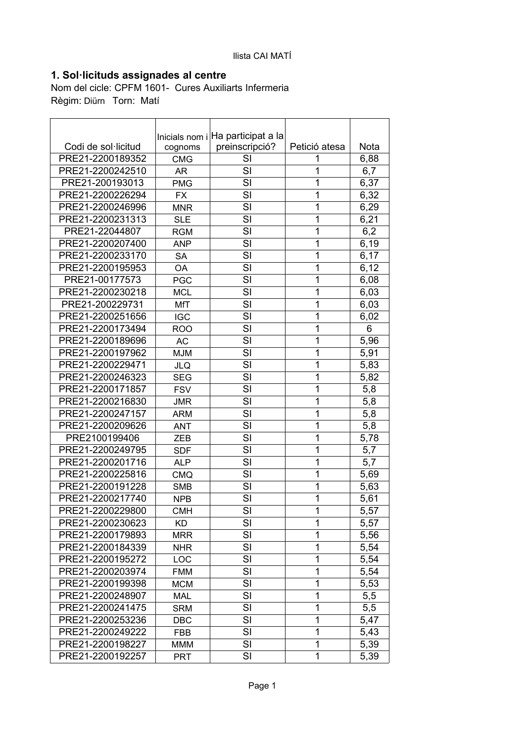llista CAI MATÍ

## 1. Sol·licituds assignades al centre

Nom del cicle: CPFM 1601- Cures Auxiliarts Infermeria
Règim: Diürn Torn: Matí

| Codi de sol·licitud | Inicials nom i cognoms | Ha participat a la preinscripció? | Petició atesa | Nota |
|---|---|---|---|---|
| PRE21-2200189352 | CMG | SI | 1 | 6,88 |
| PRE21-2200242510 | AR | SI | 1 | 6,7 |
| PRE21-200193013 | PMG | SI | 1 | 6,37 |
| PRE21-2200226294 | FX | SI | 1 | 6,32 |
| PRE21-2200246996 | MNR | SI | 1 | 6,29 |
| PRE21-2200231313 | SLE | SI | 1 | 6,21 |
| PRE21-22044807 | RGM | SI | 1 | 6,2 |
| PRE21-2200207400 | ANP | SI | 1 | 6,19 |
| PRE21-2200233170 | SA | SI | 1 | 6,17 |
| PRE21-2200195953 | OA | SI | 1 | 6,12 |
| PRE21-00177573 | PGC | SI | 1 | 6,08 |
| PRE21-2200230218 | MCL | SI | 1 | 6,03 |
| PRE21-200229731 | MfT | SI | 1 | 6,03 |
| PRE21-2200251656 | IGC | SI | 1 | 6,02 |
| PRE21-2200173494 | ROO | SI | 1 | 6 |
| PRE21-2200189696 | AC | SI | 1 | 5,96 |
| PRE21-2200197962 | MJM | SI | 1 | 5,91 |
| PRE21-2200229471 | JLQ | SI | 1 | 5,83 |
| PRE21-2200246323 | SEG | SI | 1 | 5,82 |
| PRE21-2200171857 | FSV | SI | 1 | 5,8 |
| PRE21-2200216830 | JMR | SI | 1 | 5,8 |
| PRE21-2200247157 | ARM | SI | 1 | 5,8 |
| PRE21-2200209626 | ANT | SI | 1 | 5,8 |
| PRE2100199406 | ZEB | SI | 1 | 5,78 |
| PRE21-2200249795 | SDF | SI | 1 | 5,7 |
| PRE21-2200201716 | ALP | SI | 1 | 5,7 |
| PRE21-2200225816 | CMQ | SI | 1 | 5,69 |
| PRE21-2200191228 | SMB | SI | 1 | 5,63 |
| PRE21-2200217740 | NPB | SI | 1 | 5,61 |
| PRE21-2200229800 | CMH | SI | 1 | 5,57 |
| PRE21-2200230623 | KD | SI | 1 | 5,57 |
| PRE21-2200179893 | MRR | SI | 1 | 5,56 |
| PRE21-2200184339 | NHR | SI | 1 | 5,54 |
| PRE21-2200195272 | LOC | SI | 1 | 5,54 |
| PRE21-2200203974 | FMM | SI | 1 | 5,54 |
| PRE21-2200199398 | MCM | SI | 1 | 5,53 |
| PRE21-2200248907 | MAL | SI | 1 | 5,5 |
| PRE21-2200241475 | SRM | SI | 1 | 5,5 |
| PRE21-2200253236 | DBC | SI | 1 | 5,47 |
| PRE21-2200249222 | FBB | SI | 1 | 5,43 |
| PRE21-2200198227 | MMM | SI | 1 | 5,39 |
| PRE21-2200192257 | PRT | SI | 1 | 5,39 |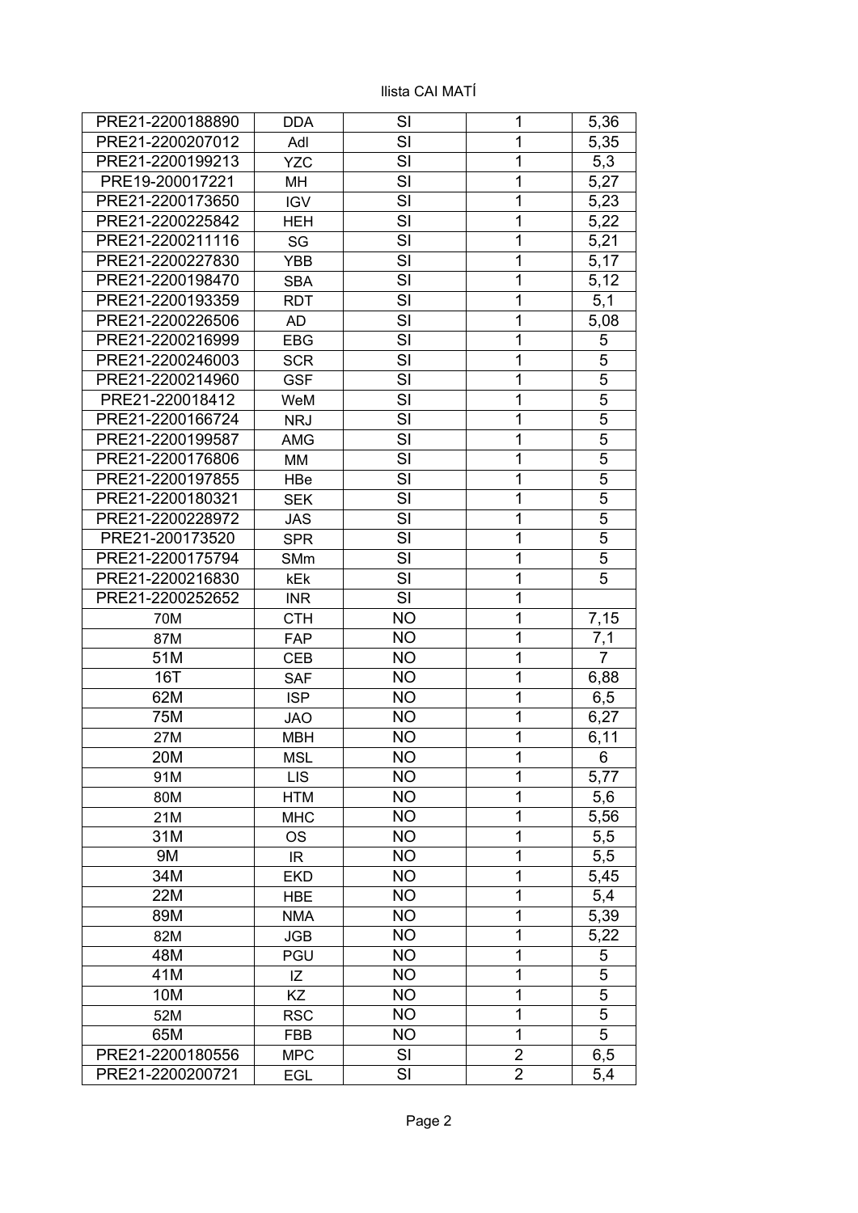llista CAI MATÍ

| | | | | |
|---|---|---|---|---|
| PRE21-2200188890 | DDA | SI | 1 | 5,36 |
| PRE21-2200207012 | AdI | SI | 1 | 5,35 |
| PRE21-2200199213 | YZC | SI | 1 | 5,3 |
| PRE19-200017221 | MH | SI | 1 | 5,27 |
| PRE21-2200173650 | IGV | SI | 1 | 5,23 |
| PRE21-2200225842 | HEH | SI | 1 | 5,22 |
| PRE21-2200211116 | SG | SI | 1 | 5,21 |
| PRE21-2200227830 | YBB | SI | 1 | 5,17 |
| PRE21-2200198470 | SBA | SI | 1 | 5,12 |
| PRE21-2200193359 | RDT | SI | 1 | 5,1 |
| PRE21-2200226506 | AD | SI | 1 | 5,08 |
| PRE21-2200216999 | EBG | SI | 1 | 5 |
| PRE21-2200246003 | SCR | SI | 1 | 5 |
| PRE21-2200214960 | GSF | SI | 1 | 5 |
| PRE21-220018412 | WeM | SI | 1 | 5 |
| PRE21-2200166724 | NRJ | SI | 1 | 5 |
| PRE21-2200199587 | AMG | SI | 1 | 5 |
| PRE21-2200176806 | MM | SI | 1 | 5 |
| PRE21-2200197855 | HBe | SI | 1 | 5 |
| PRE21-2200180321 | SEK | SI | 1 | 5 |
| PRE21-2200228972 | JAS | SI | 1 | 5 |
| PRE21-200173520 | SPR | SI | 1 | 5 |
| PRE21-2200175794 | SMm | SI | 1 | 5 |
| PRE21-2200216830 | kEk | SI | 1 | 5 |
| PRE21-2200252652 | INR | SI | 1 | |
| 70M | CTH | NO | 1 | 7,15 |
| 87M | FAP | NO | 1 | 7,1 |
| 51M | CEB | NO | 1 | 7 |
| 16T | SAF | NO | 1 | 6,88 |
| 62M | ISP | NO | 1 | 6,5 |
| 75M | JAO | NO | 1 | 6,27 |
| 27M | MBH | NO | 1 | 6,11 |
| 20M | MSL | NO | 1 | 6 |
| 91M | LIS | NO | 1 | 5,77 |
| 80M | HTM | NO | 1 | 5,6 |
| 21M | MHC | NO | 1 | 5,56 |
| 31M | OS | NO | 1 | 5,5 |
| 9M | IR | NO | 1 | 5,5 |
| 34M | EKD | NO | 1 | 5,45 |
| 22M | HBE | NO | 1 | 5,4 |
| 89M | NMA | NO | 1 | 5,39 |
| 82M | JGB | NO | 1 | 5,22 |
| 48M | PGU | NO | 1 | 5 |
| 41M | IZ | NO | 1 | 5 |
| 10M | KZ | NO | 1 | 5 |
| 52M | RSC | NO | 1 | 5 |
| 65M | FBB | NO | 1 | 5 |
| PRE21-2200180556 | MPC | SI | 2 | 6,5 |
| PRE21-2200200721 | EGL | SI | 2 | 5,4 |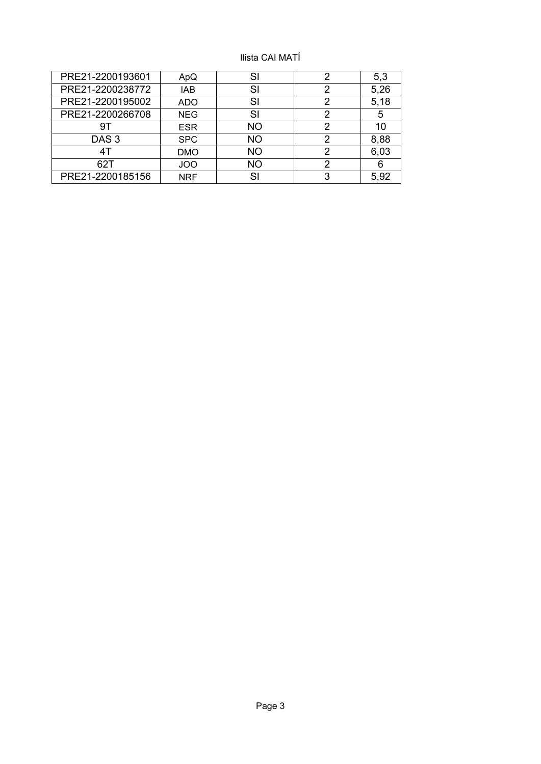llista CAI MATÍ

| | | | | |
|---|---|---|---|---|
| PRE21-2200193601 | ApQ | SI | 2 | 5,3 |
| PRE21-2200238772 | IAB | SI | 2 | 5,26 |
| PRE21-2200195002 | ADO | SI | 2 | 5,18 |
| PRE21-2200266708 | NEG | SI | 2 | 5 |
| 9T | ESR | NO | 2 | 10 |
| DAS 3 | SPC | NO | 2 | 8,88 |
| 4T | DMO | NO | 2 | 6,03 |
| 62T | JOO | NO | 2 | 6 |
| PRE21-2200185156 | NRF | SI | 3 | 5,92 |